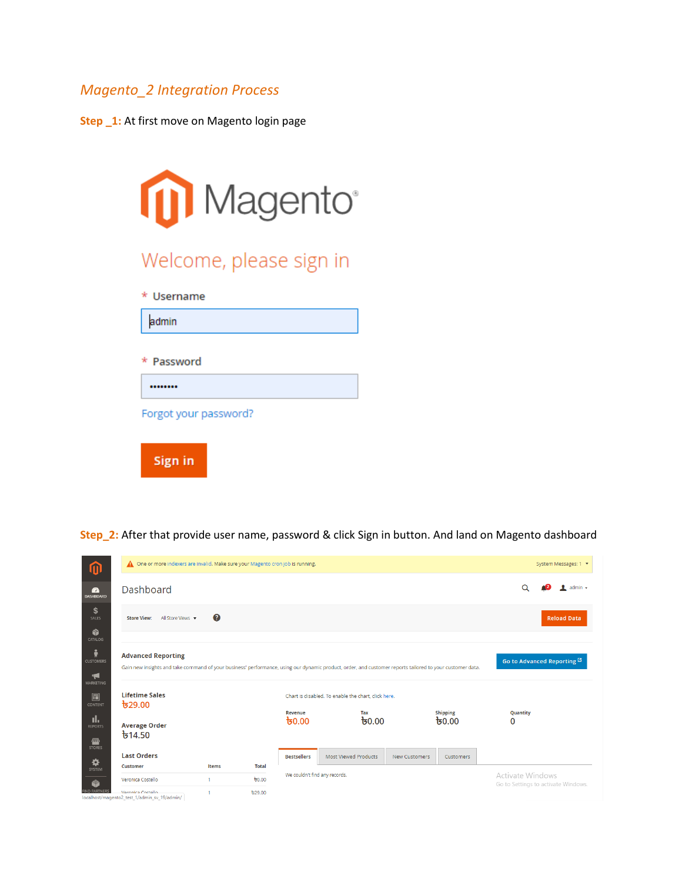## *Magento_2 Integration Process*

**Step _1:** At first move on Magento login page

**Step_2:** After that provide user name, password & click Sign in button. And land on Magento dashboard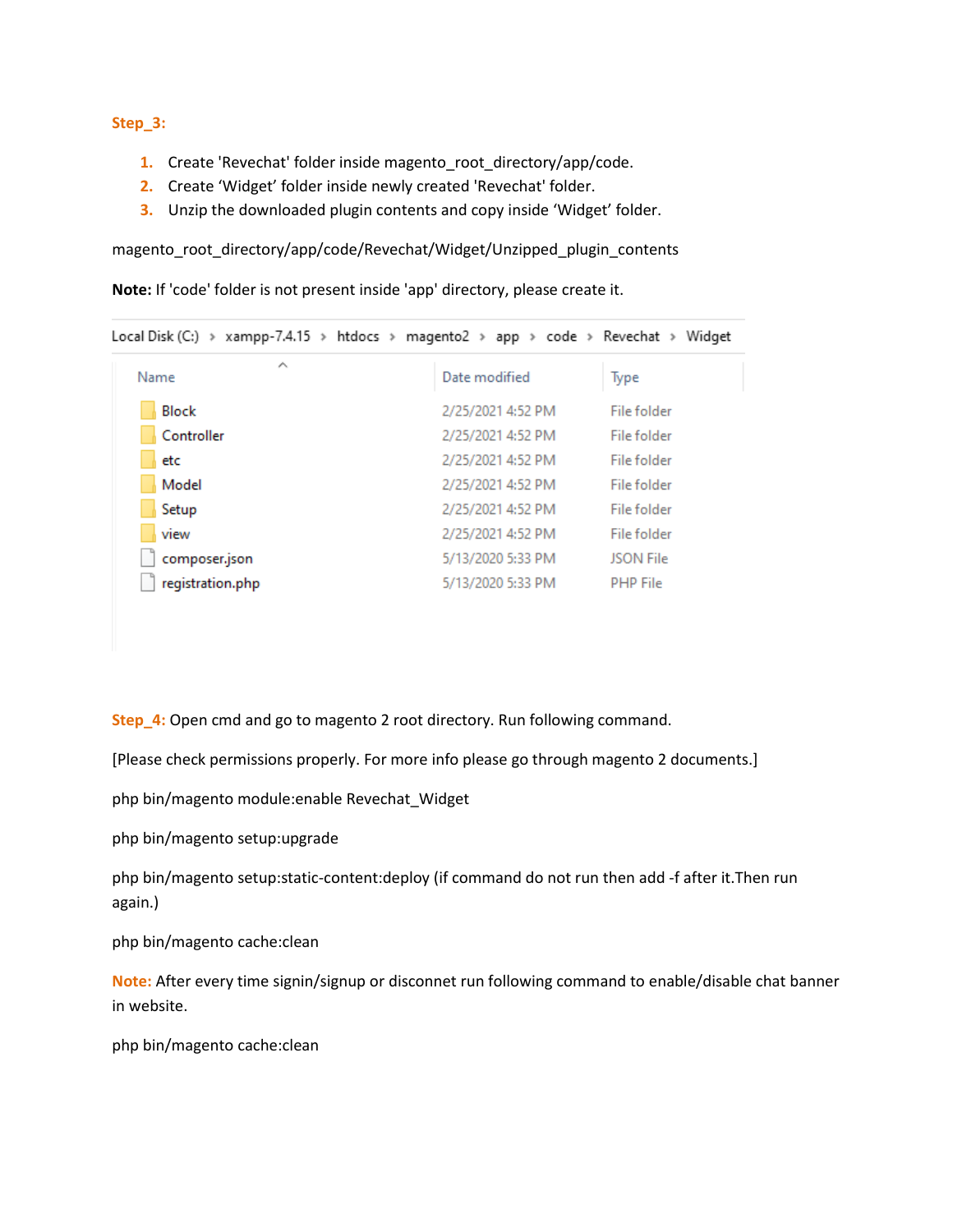**Step_3:**

1. Create 'Revechat' folder inside magento_root_directory/app/code.
2. Create 'Widget' folder inside newly created 'Revechat' folder.
3. Unzip the downloaded plugin contents and copy inside 'Widget' folder.

magento_root_directory/app/code/Revechat/Widget/Unzipped_plugin_contents

**Note:** If 'code' folder is not present inside 'app' directory, please create it.

Local Disk (C:) > xampp-7.4.15 > htdocs > magento2 > app > code > Revechat > Widget

| Name | Date modified | Type |
| --- | --- | --- |
| Block | 2/25/2021 4:52 PM | File folder |
| Controller | 2/25/2021 4:52 PM | File folder |
| etc | 2/25/2021 4:52 PM | File folder |
| Model | 2/25/2021 4:52 PM | File folder |
| Setup | 2/25/2021 4:52 PM | File folder |
| view | 2/25/2021 4:52 PM | File folder |
| composer.json | 5/13/2020 5:33 PM | JSON File |
| registration.php | 5/13/2020 5:33 PM | PHP File |

**Step_4:** Open cmd and go to magento 2 root directory. Run following command.

[Please check permissions properly. For more info please go through magento 2 documents.]

php bin/magento module:enable Revechat_Widget

php bin/magento setup:upgrade

php bin/magento setup:static-content:deploy (if command do not run then add -f after it.Then run again.)

php bin/magento cache:clean

**Note:** After every time signin/signup or disconnet run following command to enable/disable chat banner in website.

php bin/magento cache:clean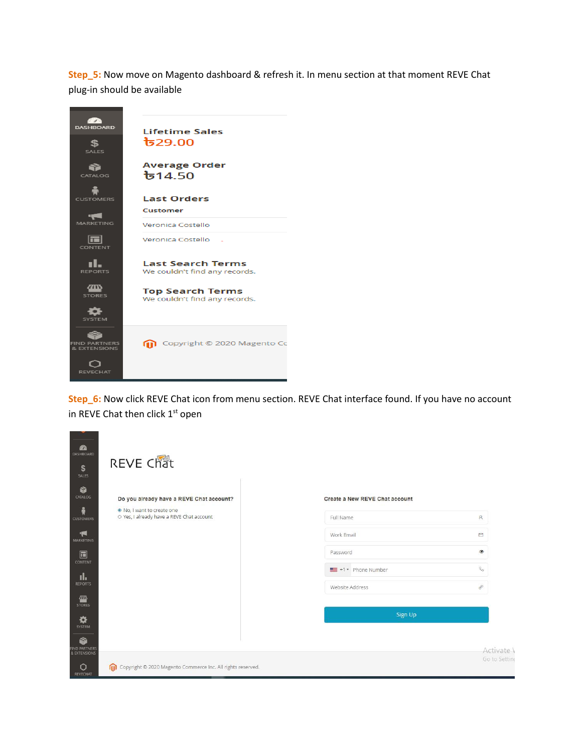**Step_5:** Now move on Magento dashboard & refresh it. In menu section at that moment REVE Chat plug-in should be available

**Step_6:** Now click REVE Chat icon from menu section. REVE Chat interface found. If you have no account in REVE Chat then click 1st open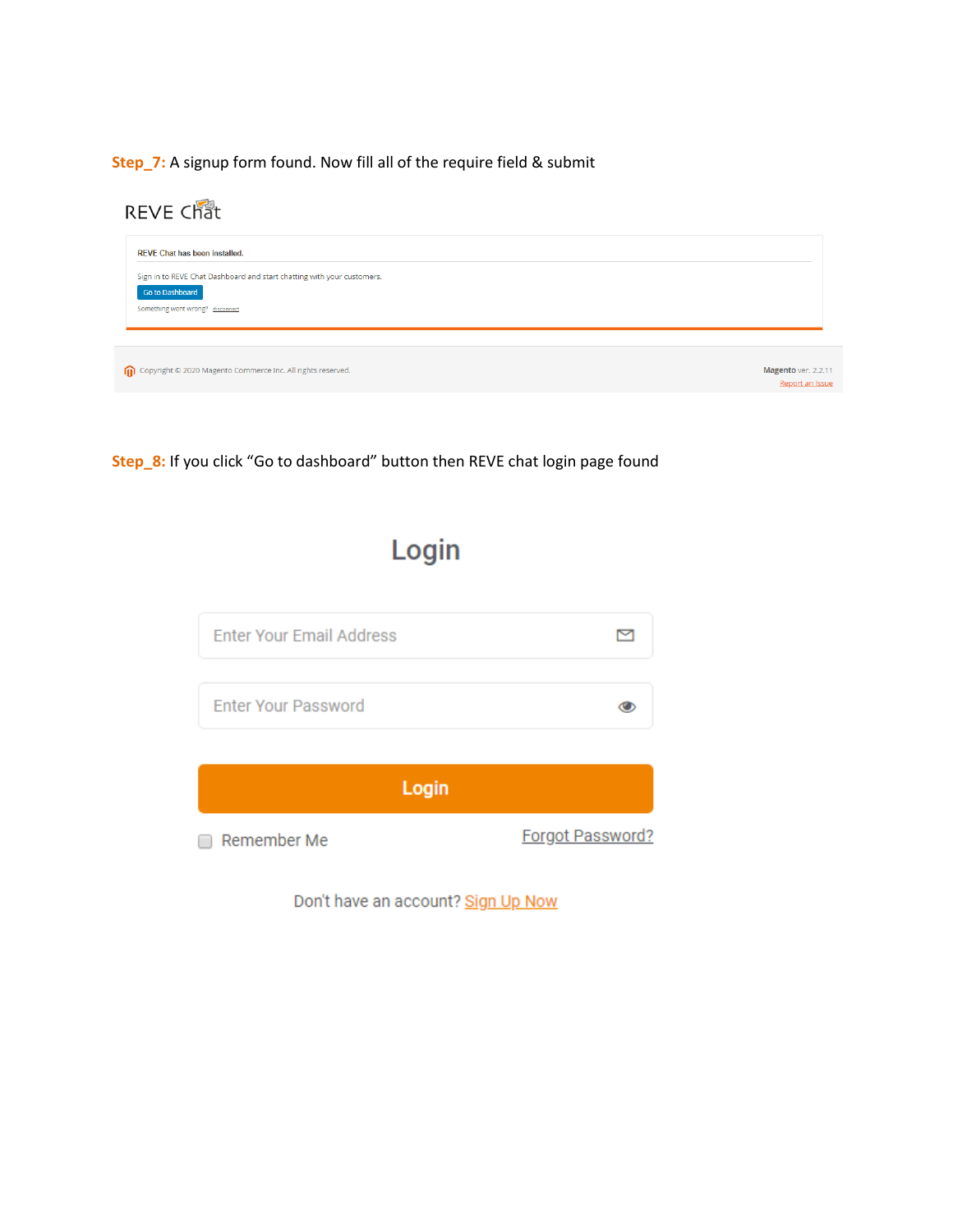**Step_7:** A signup form found. Now fill all of the require field & submit

REVE Chat

REVE Chat has been installed.

Sign in to REVE Chat Dashboard and start chatting with your customers.

Go to Dashboard

Something went wrong? disconnect

Copyright © 2020 Magento Commerce Inc. All rights reserved.

Magento ver. 2.2.11

Report an Issue

**Step_8:** If you click "Go to dashboard" button then REVE chat login page found

Login

Enter Your Email Address

Enter Your Password

Login

Remember Me

Forgot Password?

Don't have an account? Sign Up Now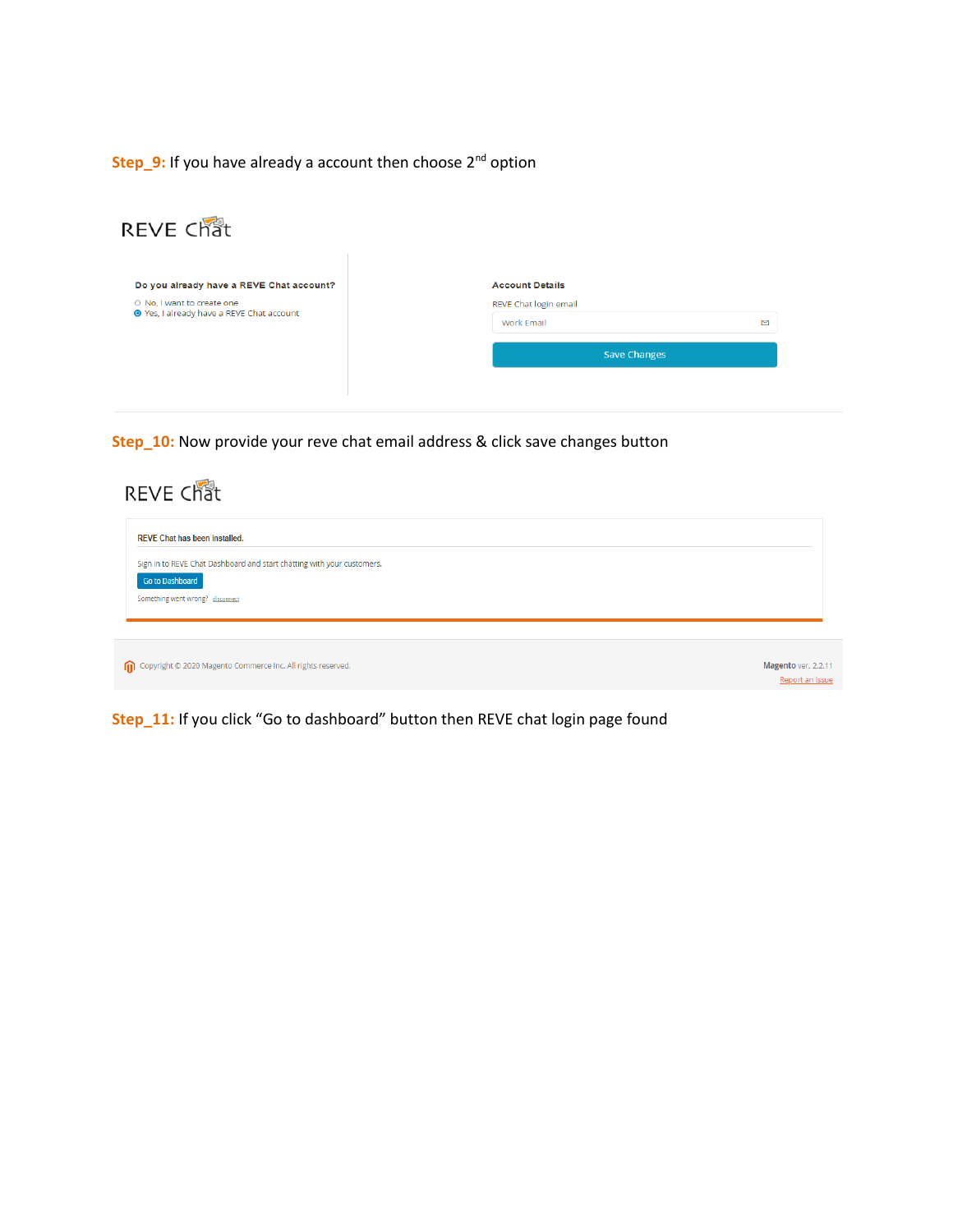**Step_9:** If you have already a account then choose 2[nd] option

REVE Chat

**Do you already have a REVE Chat account?**

- No, I want to create one
- Yes, I already have a REVE Chat account

**Account Details**

REVE Chat login email

Work Email

Save Changes

**Step_10:** Now provide your reve chat email address & click save changes button

REVE Chat

REVE Chat has been installed.

Sign in to REVE Chat Dashboard and start chatting with your customers.

Go to Dashboard

Something went wrong? disconnect

Copyright © 2020 Magento Commerce Inc. All rights reserved.

**Magento** ver. 2.2.11

Report an Issue

**Step_11:** If you click "Go to dashboard" button then REVE chat login page found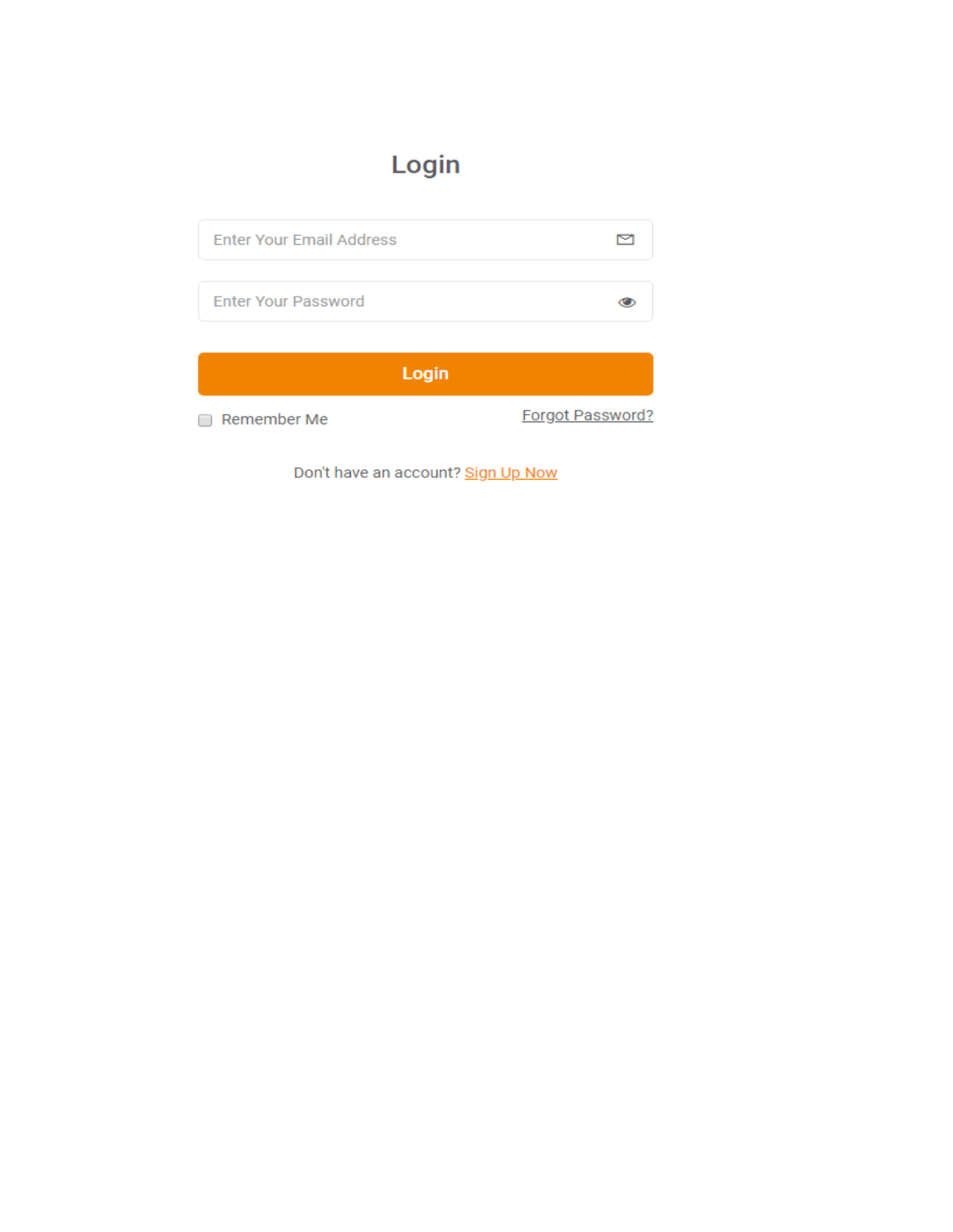# Login

Enter Your Email Address

Enter Your Password

Login

Remember Me

Forgot Password?

Don't have an account? Sign Up Now